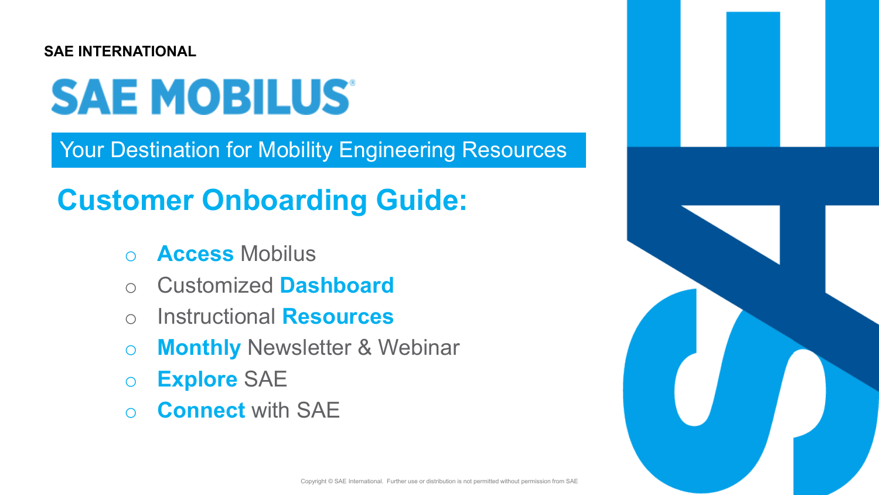SAE INTERNATIONAL

# SAE MOBILUS®

Your Destination for Mobility Engineering Resources

## Customer Onboarding Guide:

- **Access** Mobilus
- Customized **Dashboard**
- Instructional **Resources**
- **Monthly** Newsletter & Webinar
- **Explore** SAE
- **Connect** with SAE

Copyright © SAE International. Further use or distribution is not permitted without permission from SAE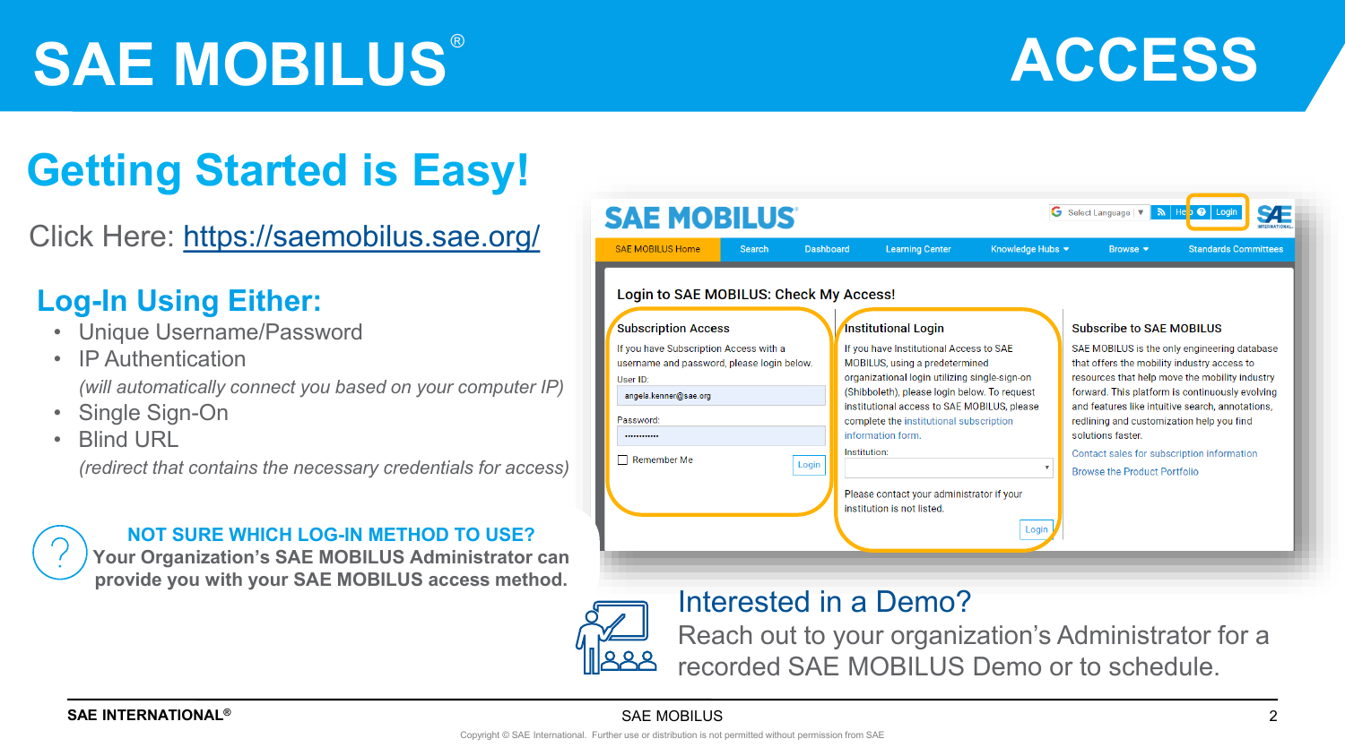# SAE MOBILUS® ACCESS

## Getting Started is Easy!

Click Here: https://saemobilus.sae.org/

### Log-In Using Either:

- Unique Username/Password
- IP Authentication
  *(will automatically connect you based on your computer IP)*
- Single Sign-On
- Blind URL
  *(redirect that contains the necessary credentials for access)*

**NOT SURE WHICH LOG-IN METHOD TO USE?**
**Your Organization's SAE MOBILUS Administrator can provide you with your SAE MOBILUS access method.**

SAE MOBILUS

Select Language | Help | Login

SAE MOBILUS Home | Search | Dashboard | Learning Center | Knowledge Hubs | Browse | Standards Committees

**Login to SAE MOBILUS: Check My Access!**

**Subscription Access**

If you have Subscription Access with a username and password, please login below.

User ID: angela.kenner@sae.org

Password: ············

Remember Me

Login

**Institutional Login**

If you have Institutional Access to SAE MOBILUS, using a predetermined organizational login utilizing single-sign-on (Shibboleth), please login below. To request institutional access to SAE MOBILUS, please complete the institutional subscription information form.

Institution:

Please contact your administrator if your institution is not listed.

Login

**Subscribe to SAE MOBILUS**

SAE MOBILUS is the only engineering database that offers the mobility industry access to resources that help move the mobility industry forward. This platform is continuously evolving and features like intuitive search, annotations, redlining and customization help you find solutions faster.

Contact sales for subscription information

Browse the Product Portfolio

## Interested in a Demo?

Reach out to your organization's Administrator for a recorded SAE MOBILUS Demo or to schedule.

Copyright © SAE International. Further use or distribution is not permitted without permission from SAE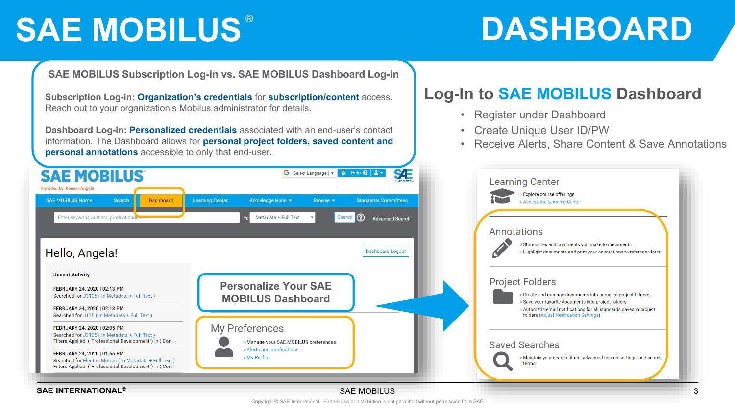# SAE MOBILUS® DASHBOARD

## SAE MOBILUS Subscription Log-in vs. SAE MOBILUS Dashboard Log-in

**Subscription Log-in:** **Organization's credentials** for **subscription/content** access. Reach out to your organization's Mobilus administrator for details.

**Dashboard Log-in:** **Personalized credentials** associated with an end-user's contact information. The Dashboard allows for **personal project folders, saved content and personal annotations** accessible to only that end-user.

## Log-In to SAE MOBILUS Dashboard

- Register under Dashboard
- Create Unique User ID/PW
- Receive Alerts, Share Content & Save Annotations

**Personalize Your SAE MOBILUS Dashboard**

### My Preferences

- Manage your SAE MOBILUS preferences
- Alerts and notifications
- My Profile

### Learning Center

- Explore course offerings
- Access the Learning Center

### Annotations

- Store notes and comments you make to documents
- Highlight documents and print your annotations to reference later

### Project Folders

- Create and manage documents into personal project folders
- Save your favorite documents into project folders.
- Automatic email notifications for all standards saved in project folders (Adjust Notification Settings)

### Saved Searches

- Maintain your search filters, advanced search settings, and search terms

SAE INTERNATIONAL® SAE MOBILUS

Copyright © SAE International. Further use or distribution is not permitted without permission from SAE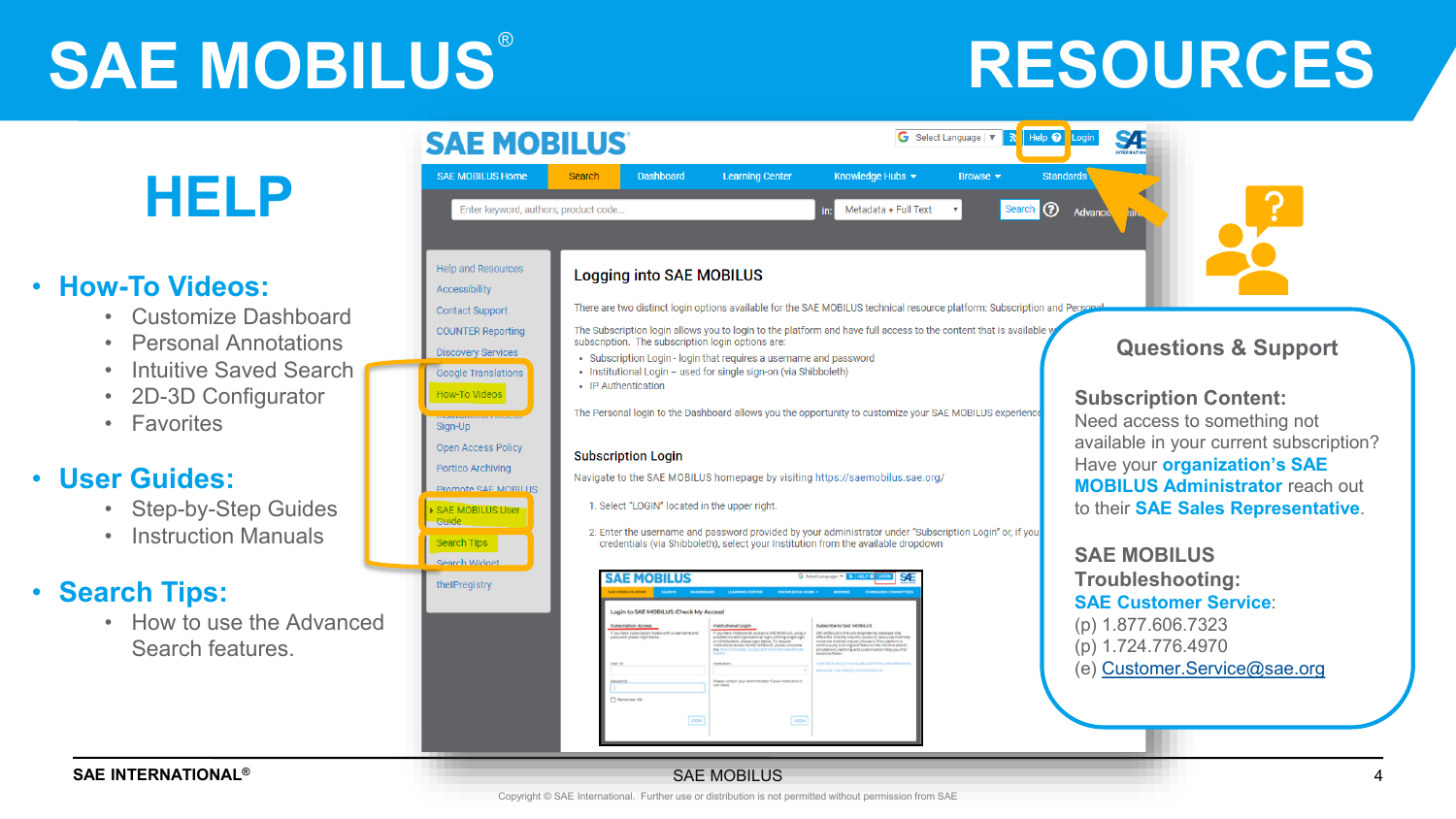# SAE MOBILUS® RESOURCES

## HELP

- **How-To Videos:**
  - Customize Dashboard
  - Personal Annotations
  - Intuitive Saved Search
  - 2D-3D Configurator
  - Favorites
- **User Guides:**
  - Step-by-Step Guides
  - Instruction Manuals
- **Search Tips:**
  - How to use the Advanced Search features.

### Questions & Support

**Subscription Content:**
Need access to something not available in your current subscription? Have your **organization's SAE MOBILUS Administrator** reach out to their **SAE Sales Representative**.

**SAE MOBILUS Troubleshooting:**
**SAE Customer Service**:
(p) 1.877.606.7323
(p) 1.724.776.4970
(e) Customer.Service@sae.org

SAE INTERNATIONAL® SAE MOBILUS

Copyright © SAE International. Further use or distribution is not permitted without permission from SAE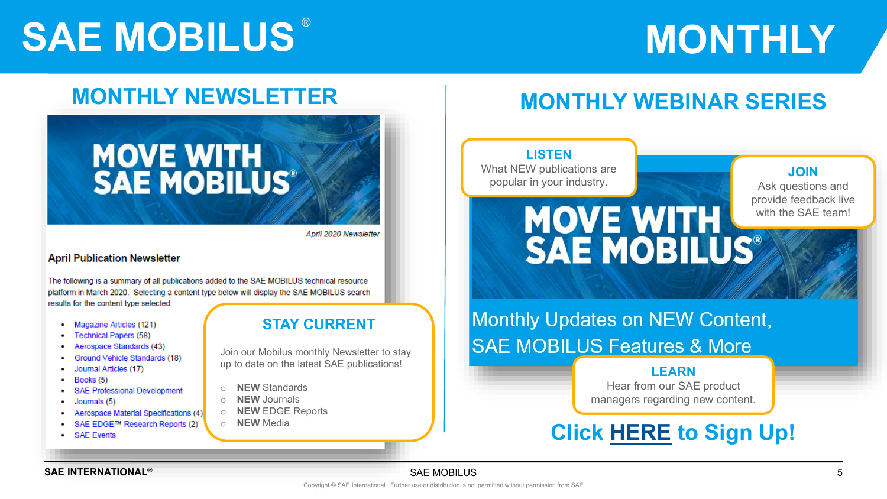# SAE MOBILUS® MONTHLY

## MONTHLY NEWSLETTER

MOVE WITH SAE MOBILUS®

*April 2020 Newsletter*

**April Publication Newsletter**

The following is a summary of all publications added to the SAE MOBILUS technical resource platform in March 2020. Selecting a content type below will display the SAE MOBILUS search results for the content type selected.

- Magazine Articles (121)
- Technical Papers (58)
- Aerospace Standards (43)
- Ground Vehicle Standards (18)
- Journal Articles (17)
- Books (5)
- SAE Professional Development
- Journals (5)
- Aerospace Material Specifications (4)
- SAE EDGE™ Research Reports (2)
- SAE Events

### STAY CURRENT

Join our Mobilus monthly Newsletter to stay up to date on the latest SAE publications!

- **NEW** Standards
- **NEW** Journals
- **NEW** EDGE Reports
- **NEW** Media

## MONTHLY WEBINAR SERIES

### LISTEN

What NEW publications are popular in your industry.

### JOIN

Ask questions and provide feedback live with the SAE team!

MOVE WITH SAE MOBILUS®

Monthly Updates on NEW Content, SAE MOBILUS Features & More

### LEARN

Hear from our SAE product managers regarding new content.

**Click HERE to Sign Up!**

SAE INTERNATIONAL® SAE MOBILUS

Copyright © SAE International. Further use or distribution is not permitted without permission from SAE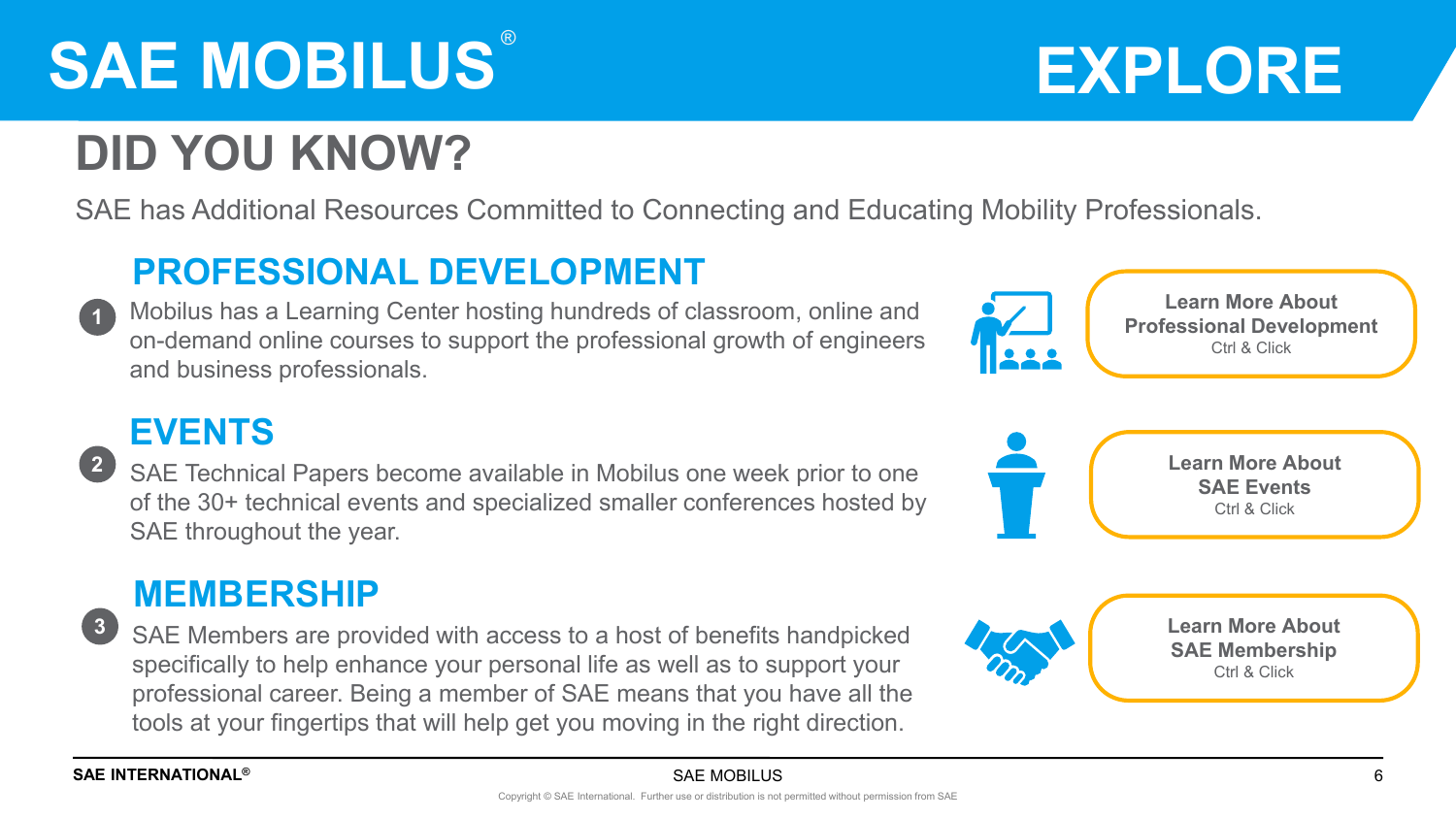# SAE MOBILUS®

# EXPLORE

## DID YOU KNOW?

SAE has Additional Resources Committed to Connecting and Educating Mobility Professionals.

### PROFESSIONAL DEVELOPMENT

1. Mobilus has a Learning Center hosting hundreds of classroom, online and on-demand online courses to support the professional growth of engineers and business professionals.

**Learn More About Professional Development**
Ctrl & Click

### EVENTS

2. SAE Technical Papers become available in Mobilus one week prior to one of the 30+ technical events and specialized smaller conferences hosted by SAE throughout the year.

**Learn More About SAE Events**
Ctrl & Click

### MEMBERSHIP

3. SAE Members are provided with access to a host of benefits handpicked specifically to help enhance your personal life as well as to support your professional career. Being a member of SAE means that you have all the tools at your fingertips that will help get you moving in the right direction.

**Learn More About SAE Membership**
Ctrl & Click

Copyright © SAE International. Further use or distribution is not permitted without permission from SAE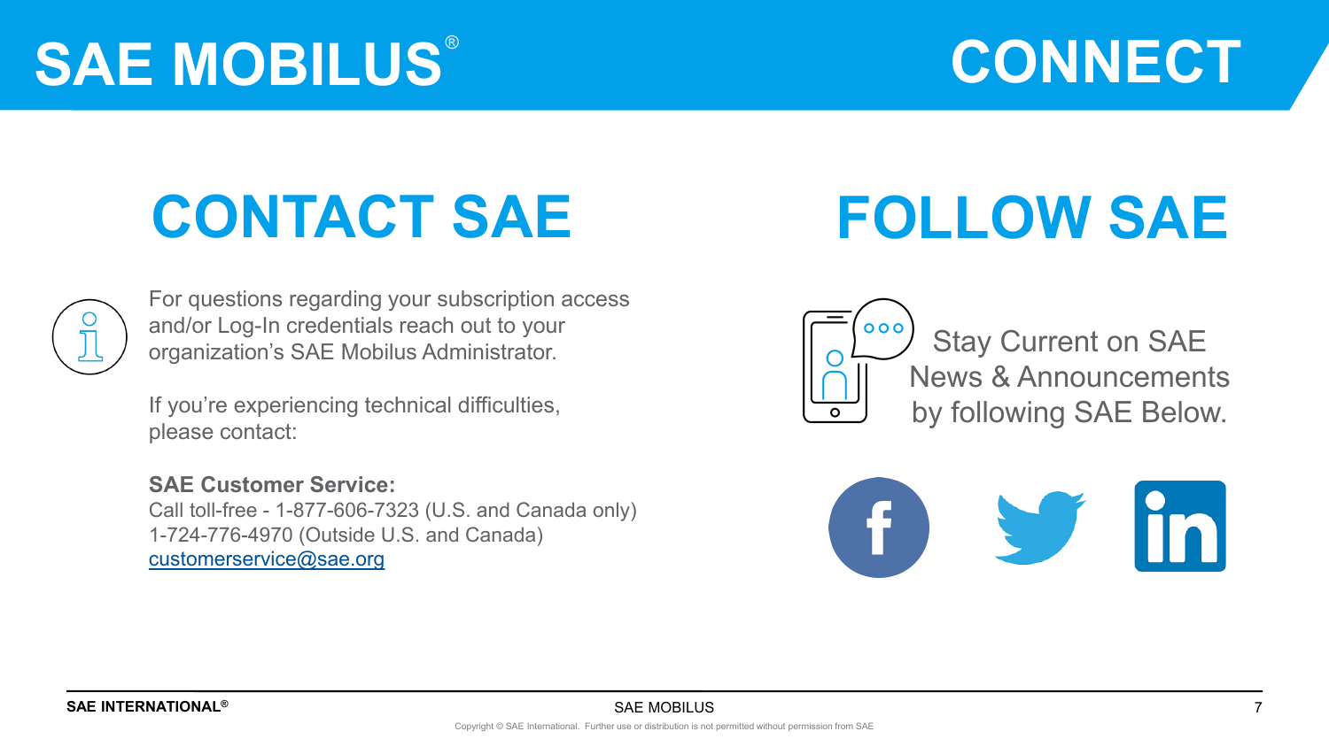# SAE MOBILUS® CONNECT

## CONTACT SAE

For questions regarding your subscription access and/or Log-In credentials reach out to your organization's SAE Mobilus Administrator.

If you're experiencing technical difficulties, please contact:

**SAE Customer Service:**
Call toll-free - 1-877-606-7323 (U.S. and Canada only)
1-724-776-4970 (Outside U.S. and Canada)
customerservice@sae.org

## FOLLOW SAE

Stay Current on SAE News & Announcements by following SAE Below.

Copyright © SAE International. Further use or distribution is not permitted without permission from SAE